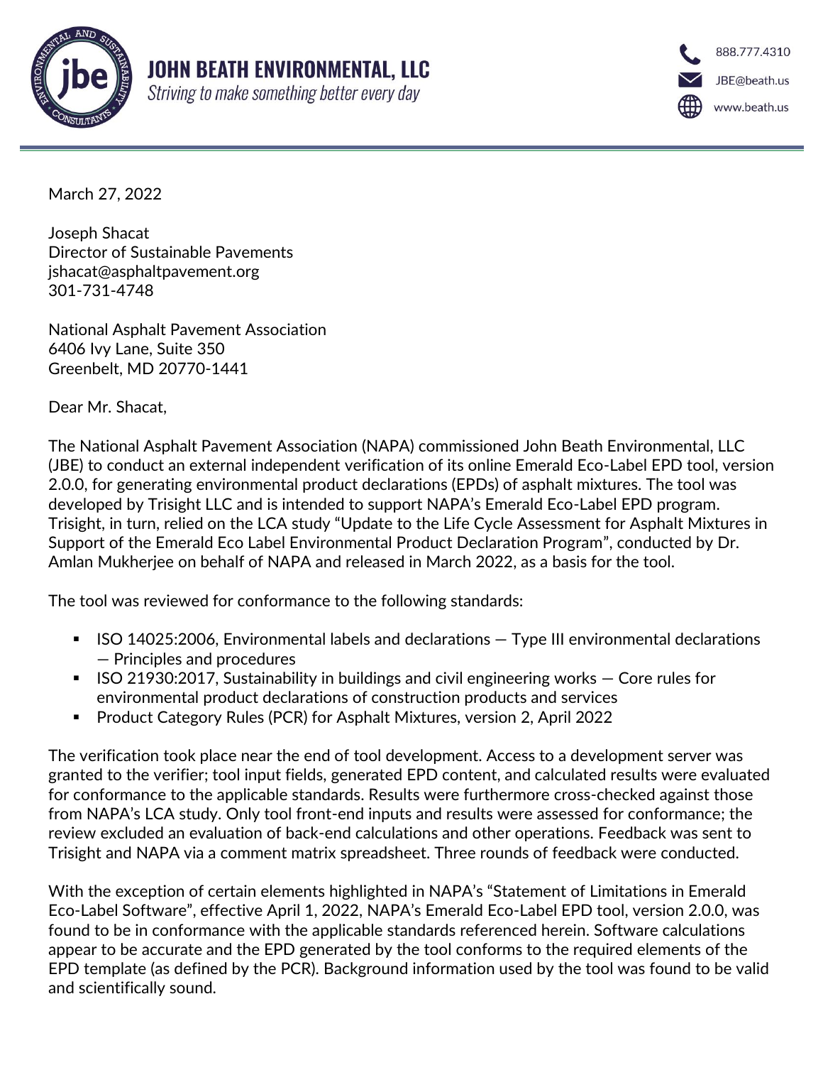# JOHN BEATH ENVIRONMENTAL, LLC

*Striving to make something better every day*

888.777.4310
JBE@beath.us
www.beath.us

March 27, 2022

Joseph Shacat
Director of Sustainable Pavements
jshacat@asphaltpavement.org
301-731-4748

National Asphalt Pavement Association
6406 Ivy Lane, Suite 350
Greenbelt, MD 20770-1441

Dear Mr. Shacat,

The National Asphalt Pavement Association (NAPA) commissioned John Beath Environmental, LLC (JBE) to conduct an external independent verification of its online Emerald Eco-Label EPD tool, version 2.0.0, for generating environmental product declarations (EPDs) of asphalt mixtures. The tool was developed by Trisight LLC and is intended to support NAPA's Emerald Eco-Label EPD program. Trisight, in turn, relied on the LCA study "Update to the Life Cycle Assessment for Asphalt Mixtures in Support of the Emerald Eco Label Environmental Product Declaration Program", conducted by Dr. Amlan Mukherjee on behalf of NAPA and released in March 2022, as a basis for the tool.

The tool was reviewed for conformance to the following standards:

- ISO 14025:2006, Environmental labels and declarations — Type III environmental declarations — Principles and procedures
- ISO 21930:2017, Sustainability in buildings and civil engineering works — Core rules for environmental product declarations of construction products and services
- Product Category Rules (PCR) for Asphalt Mixtures, version 2, April 2022

The verification took place near the end of tool development. Access to a development server was granted to the verifier; tool input fields, generated EPD content, and calculated results were evaluated for conformance to the applicable standards. Results were furthermore cross-checked against those from NAPA's LCA study. Only tool front-end inputs and results were assessed for conformance; the review excluded an evaluation of back-end calculations and other operations. Feedback was sent to Trisight and NAPA via a comment matrix spreadsheet. Three rounds of feedback were conducted.

With the exception of certain elements highlighted in NAPA's "Statement of Limitations in Emerald Eco-Label Software", effective April 1, 2022, NAPA's Emerald Eco-Label EPD tool, version 2.0.0, was found to be in conformance with the applicable standards referenced herein. Software calculations appear to be accurate and the EPD generated by the tool conforms to the required elements of the EPD template (as defined by the PCR). Background information used by the tool was found to be valid and scientifically sound.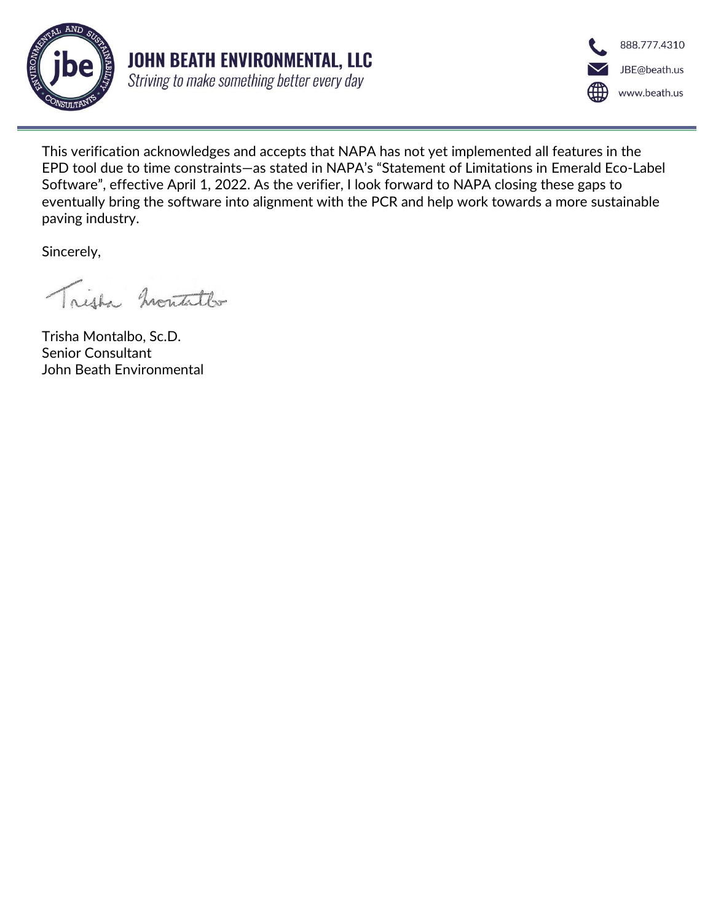This verification acknowledges and accepts that NAPA has not yet implemented all features in the EPD tool due to time constraints—as stated in NAPA's "Statement of Limitations in Emerald Eco-Label Software", effective April 1, 2022. As the verifier, I look forward to NAPA closing these gaps to eventually bring the software into alignment with the PCR and help work towards a more sustainable paving industry.

Sincerely,

Trisha Montalbo, Sc.D.  
Senior Consultant  
John Beath Environmental